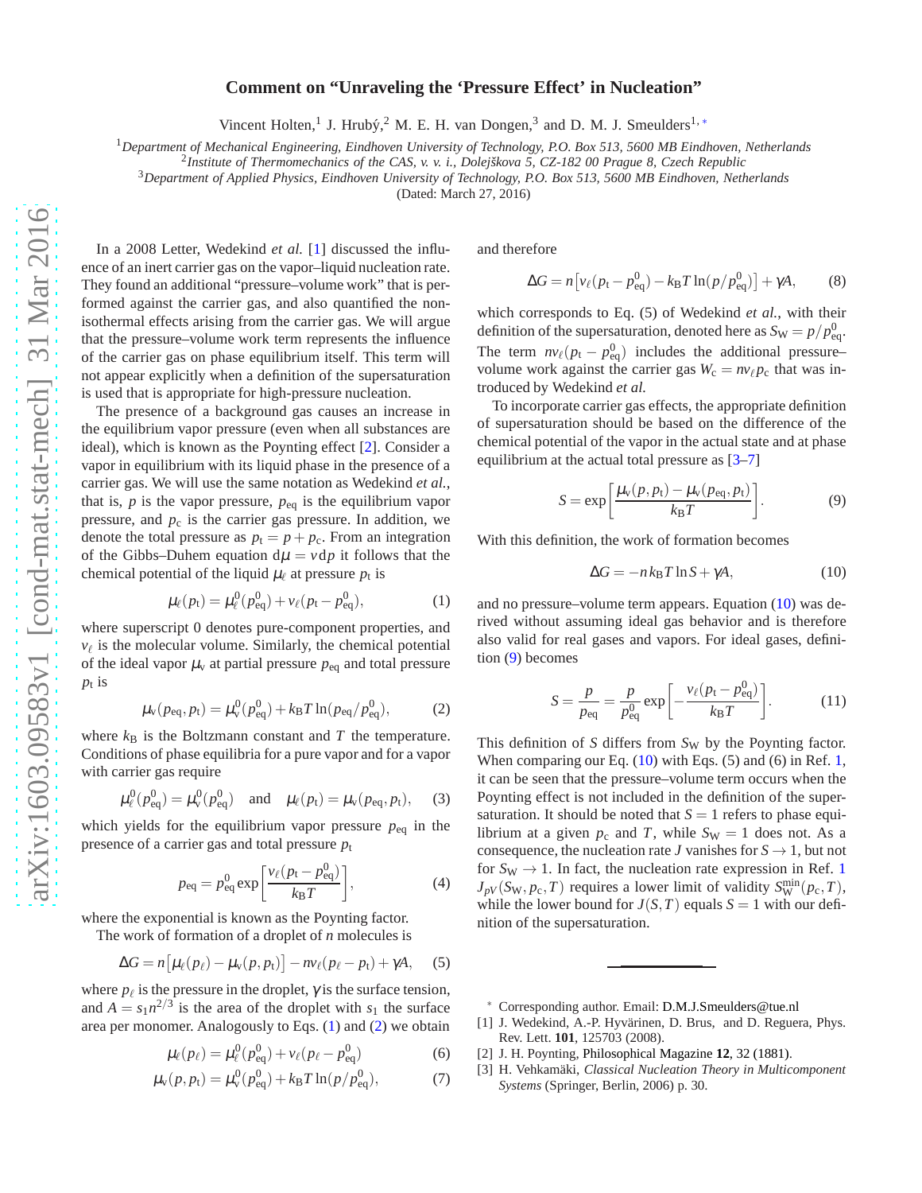# Comment on "Unraveling the 'Pressure Effect' in Nucleation"

Vincent Holten,[1] J. Hrubý,[2] M. E. H. van Dongen,[3] and D. M. J. Smeulders[1,*]

[1]*Department of Mechanical Engineering, Eindhoven University of Technology, P.O. Box 513, 5600 MB Eindhoven, Netherlands*
[2]*Institute of Thermomechanics of the CAS, v. v. i., Dolejškova 5, CZ-182 00 Prague 8, Czech Republic*
[3]*Department of Applied Physics, Eindhoven University of Technology, P.O. Box 513, 5600 MB Eindhoven, Netherlands*

(Dated: March 27, 2016)

In a 2008 Letter, Wedekind *et al.* [1] discussed the influence of an inert carrier gas on the vapor–liquid nucleation rate. They found an additional "pressure–volume work" that is performed against the carrier gas, and also quantified the non-isothermal effects arising from the carrier gas. We will argue that the pressure–volume work term represents the influence of the carrier gas on phase equilibrium itself. This term will not appear explicitly when a definition of the supersaturation is used that is appropriate for high-pressure nucleation.

The presence of a background gas causes an increase in the equilibrium vapor pressure (even when all substances are ideal), which is known as the Poynting effect [2]. Consider a vapor in equilibrium with its liquid phase in the presence of a carrier gas. We will use the same notation as Wedekind *et al.*, that is, $p$ is the vapor pressure, $p_{\mathrm{eq}}$ is the equilibrium vapor pressure, and $p_{\mathrm{c}}$ is the carrier gas pressure. In addition, we denote the total pressure as $p_{\mathrm{t}} = p + p_{\mathrm{c}}$. From an integration of the Gibbs–Duhem equation $\mathrm{d}\mu = v\,\mathrm{d}p$ it follows that the chemical potential of the liquid $\mu_\ell$ at pressure $p_{\mathrm{t}}$ is

$$\mu_\ell(p_{\mathrm{t}}) = \mu_\ell^0(p_{\mathrm{eq}}^0) + v_\ell(p_{\mathrm{t}} - p_{\mathrm{eq}}^0), \tag{1}$$

where superscript 0 denotes pure-component properties, and $v_\ell$ is the molecular volume. Similarly, the chemical potential of the ideal vapor $\mu_{\mathrm{v}}$ at partial pressure $p_{\mathrm{eq}}$ and total pressure $p_{\mathrm{t}}$ is

$$\mu_{\mathrm{v}}(p_{\mathrm{eq}}, p_{\mathrm{t}}) = \mu_{\mathrm{v}}^0(p_{\mathrm{eq}}^0) + k_{\mathrm{B}}T \ln(p_{\mathrm{eq}}/p_{\mathrm{eq}}^0), \tag{2}$$

where $k_{\mathrm{B}}$ is the Boltzmann constant and $T$ the temperature. Conditions of phase equilibria for a pure vapor and for a vapor with carrier gas require

$$\mu_\ell^0(p_{\mathrm{eq}}^0) = \mu_{\mathrm{v}}^0(p_{\mathrm{eq}}^0) \quad \text{and} \quad \mu_\ell(p_{\mathrm{t}}) = \mu_{\mathrm{v}}(p_{\mathrm{eq}}, p_{\mathrm{t}}), \tag{3}$$

which yields for the equilibrium vapor pressure $p_{\mathrm{eq}}$ in the presence of a carrier gas and total pressure $p_{\mathrm{t}}$

$$p_{\mathrm{eq}} = p_{\mathrm{eq}}^0 \exp\left[\frac{v_\ell(p_{\mathrm{t}} - p_{\mathrm{eq}}^0)}{k_{\mathrm{B}}T}\right], \tag{4}$$

where the exponential is known as the Poynting factor.

The work of formation of a droplet of $n$ molecules is

$$\Delta G = n\left[\mu_\ell(p_\ell) - \mu_{\mathrm{v}}(p, p_{\mathrm{t}})\right] - n v_\ell(p_\ell - p_{\mathrm{t}}) + \gamma A, \tag{5}$$

where $p_\ell$ is the pressure in the droplet, $\gamma$ is the surface tension, and $A = s_1 n^{2/3}$ is the area of the droplet with $s_1$ the surface area per monomer. Analogously to Eqs. (1) and (2) we obtain

$$\mu_\ell(p_\ell) = \mu_\ell^0(p_{\mathrm{eq}}^0) + v_\ell(p_\ell - p_{\mathrm{eq}}^0) \tag{6}$$

$$\mu_{\mathrm{v}}(p, p_{\mathrm{t}}) = \mu_{\mathrm{v}}^0(p_{\mathrm{eq}}^0) + k_{\mathrm{B}}T \ln(p/p_{\mathrm{eq}}^0), \tag{7}$$

and therefore

$$\Delta G = n\left[v_\ell(p_{\mathrm{t}} - p_{\mathrm{eq}}^0) - k_{\mathrm{B}}T \ln(p/p_{\mathrm{eq}}^0)\right] + \gamma A, \tag{8}$$

which corresponds to Eq. (5) of Wedekind *et al.*, with their definition of the supersaturation, denoted here as $S_{\mathrm{W}} = p/p_{\mathrm{eq}}^0$. The term $n v_\ell(p_{\mathrm{t}} - p_{\mathrm{eq}}^0)$ includes the additional pressure–volume work against the carrier gas $W_{\mathrm{c}} = n v_\ell p_{\mathrm{c}}$ that was introduced by Wedekind *et al.*

To incorporate carrier gas effects, the appropriate definition of supersaturation should be based on the difference of the chemical potential of the vapor in the actual state and at phase equilibrium at the actual total pressure as [3–7]

$$S = \exp\left[\frac{\mu_{\mathrm{v}}(p, p_{\mathrm{t}}) - \mu_{\mathrm{v}}(p_{\mathrm{eq}}, p_{\mathrm{t}})}{k_{\mathrm{B}}T}\right]. \tag{9}$$

With this definition, the work of formation becomes

$$\Delta G = -n k_{\mathrm{B}}T \ln S + \gamma A, \tag{10}$$

and no pressure–volume term appears. Equation (10) was derived without assuming ideal gas behavior and is therefore also valid for real gases and vapors. For ideal gases, definition (9) becomes

$$S = \frac{p}{p_{\mathrm{eq}}} = \frac{p}{p_{\mathrm{eq}}^0} \exp\left[-\frac{v_\ell(p_{\mathrm{t}} - p_{\mathrm{eq}}^0)}{k_{\mathrm{B}}T}\right]. \tag{11}$$

This definition of $S$ differs from $S_{\mathrm{W}}$ by the Poynting factor. When comparing our Eq. (10) with Eqs. (5) and (6) in Ref. 1, it can be seen that the pressure–volume term occurs when the Poynting effect is not included in the definition of the supersaturation. It should be noted that $S = 1$ refers to phase equilibrium at a given $p_{\mathrm{c}}$ and $T$, while $S_{\mathrm{W}} = 1$ does not. As a consequence, the nucleation rate $J$ vanishes for $S \to 1$, but not for $S_{\mathrm{W}} \to 1$. In fact, the nucleation rate expression in Ref. 1 $J_{pV}(S_{\mathrm{W}}, p_{\mathrm{c}}, T)$ requires a lower limit of validity $S_{\mathrm{W}}^{\min}(p_{\mathrm{c}}, T)$, while the lower bound for $J(S, T)$ equals $S = 1$ with our definition of the supersaturation.

---

\* Corresponding author. Email: D.M.J.Smeulders@tue.nl

[1] J. Wedekind, A.-P. Hyvärinen, D. Brus, and D. Reguera, Phys. Rev. Lett. **101**, 125703 (2008).

[2] J. H. Poynting, Philosophical Magazine **12**, 32 (1881).

[3] H. Vehkamäki, *Classical Nucleation Theory in Multicomponent Systems* (Springer, Berlin, 2006) p. 30.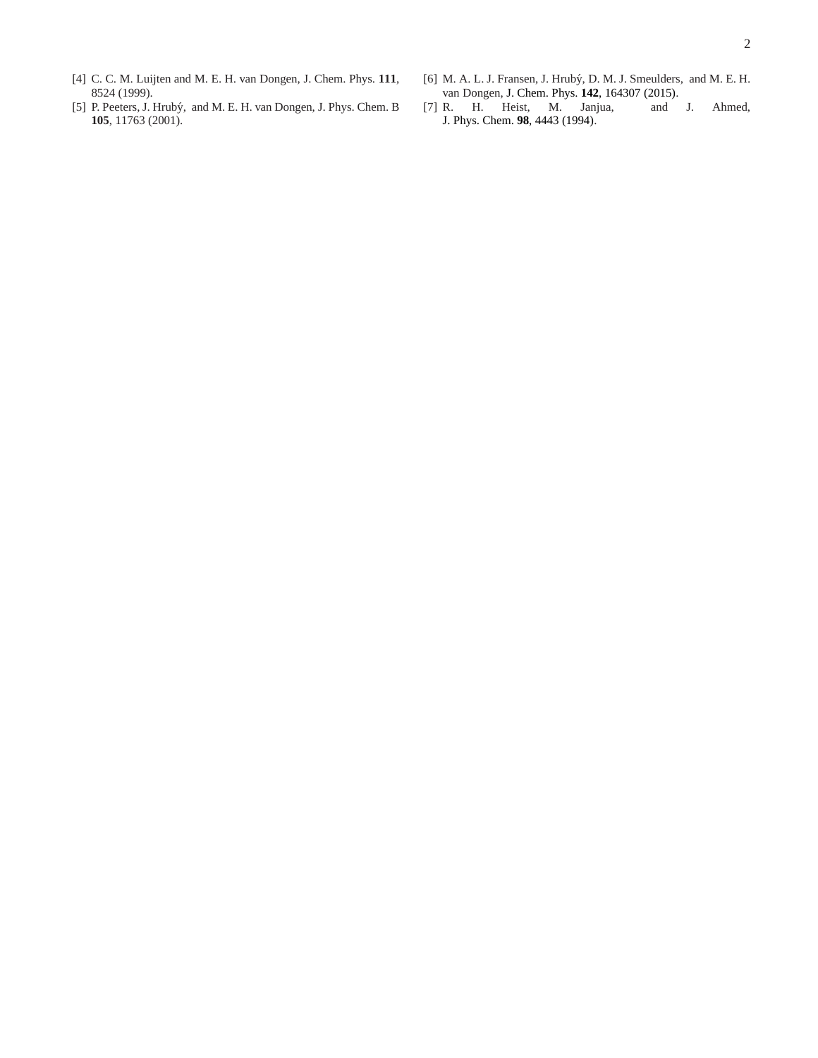[4] C. C. M. Luijten and M. E. H. van Dongen, J. Chem. Phys. **111**, 8524 (1999).

[5] P. Peeters, J. Hrubý, and M. E. H. van Dongen, J. Phys. Chem. B **105**, 11763 (2001).

[6] M. A. L. J. Fransen, J. Hrubý, D. M. J. Smeulders, and M. E. H. van Dongen, J. Chem. Phys. **142**, 164307 (2015).

[7] R. H. Heist, M. Janjua, and J. Ahmed, J. Phys. Chem. **98**, 4443 (1994).